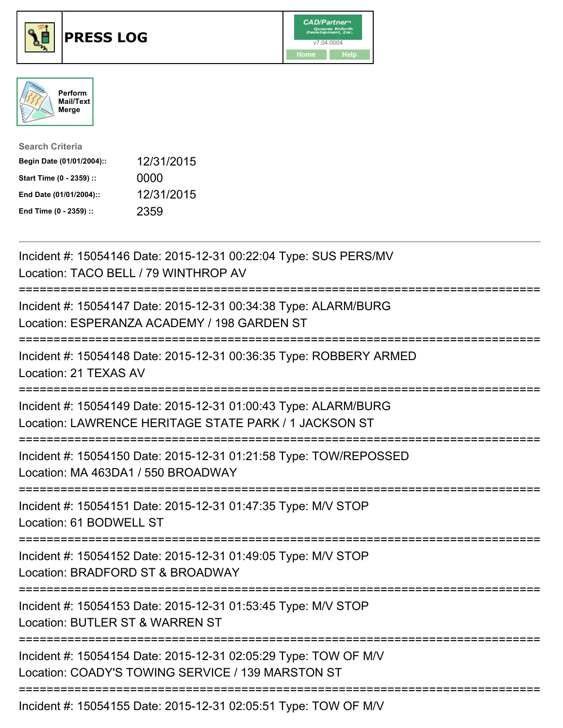# PRESS LOG

CAD/Partner™ v7.04.0004

Home | Help

Perform Mail/Text Merge

**Search Criteria**

| | |
|---|---|
| **Begin Date (01/01/2004)::** | 12/31/2015 |
| **Start Time (0 - 2359) ::** | 0000 |
| **End Date (01/01/2004)::** | 12/31/2015 |
| **End Time (0 - 2359) ::** | 2359 |

---

Incident #: 15054146 Date: 2015-12-31 00:22:04 Type: SUS PERS/MV
Location: TACO BELL / 79 WINTHROP AV

===========================================================================

Incident #: 15054147 Date: 2015-12-31 00:34:38 Type: ALARM/BURG
Location: ESPERANZA ACADEMY / 198 GARDEN ST

===========================================================================

Incident #: 15054148 Date: 2015-12-31 00:36:35 Type: ROBBERY ARMED
Location: 21 TEXAS AV

===========================================================================

Incident #: 15054149 Date: 2015-12-31 01:00:43 Type: ALARM/BURG
Location: LAWRENCE HERITAGE STATE PARK / 1 JACKSON ST

===========================================================================

Incident #: 15054150 Date: 2015-12-31 01:21:58 Type: TOW/REPOSSED
Location: MA 463DA1 / 550 BROADWAY

===========================================================================

Incident #: 15054151 Date: 2015-12-31 01:47:35 Type: M/V STOP
Location: 61 BODWELL ST

===========================================================================

Incident #: 15054152 Date: 2015-12-31 01:49:05 Type: M/V STOP
Location: BRADFORD ST & BROADWAY

===========================================================================

Incident #: 15054153 Date: 2015-12-31 01:53:45 Type: M/V STOP
Location: BUTLER ST & WARREN ST

===========================================================================

Incident #: 15054154 Date: 2015-12-31 02:05:29 Type: TOW OF M/V
Location: COADY'S TOWING SERVICE / 139 MARSTON ST

===========================================================================

Incident #: 15054155 Date: 2015-12-31 02:05:51 Type: TOW OF M/V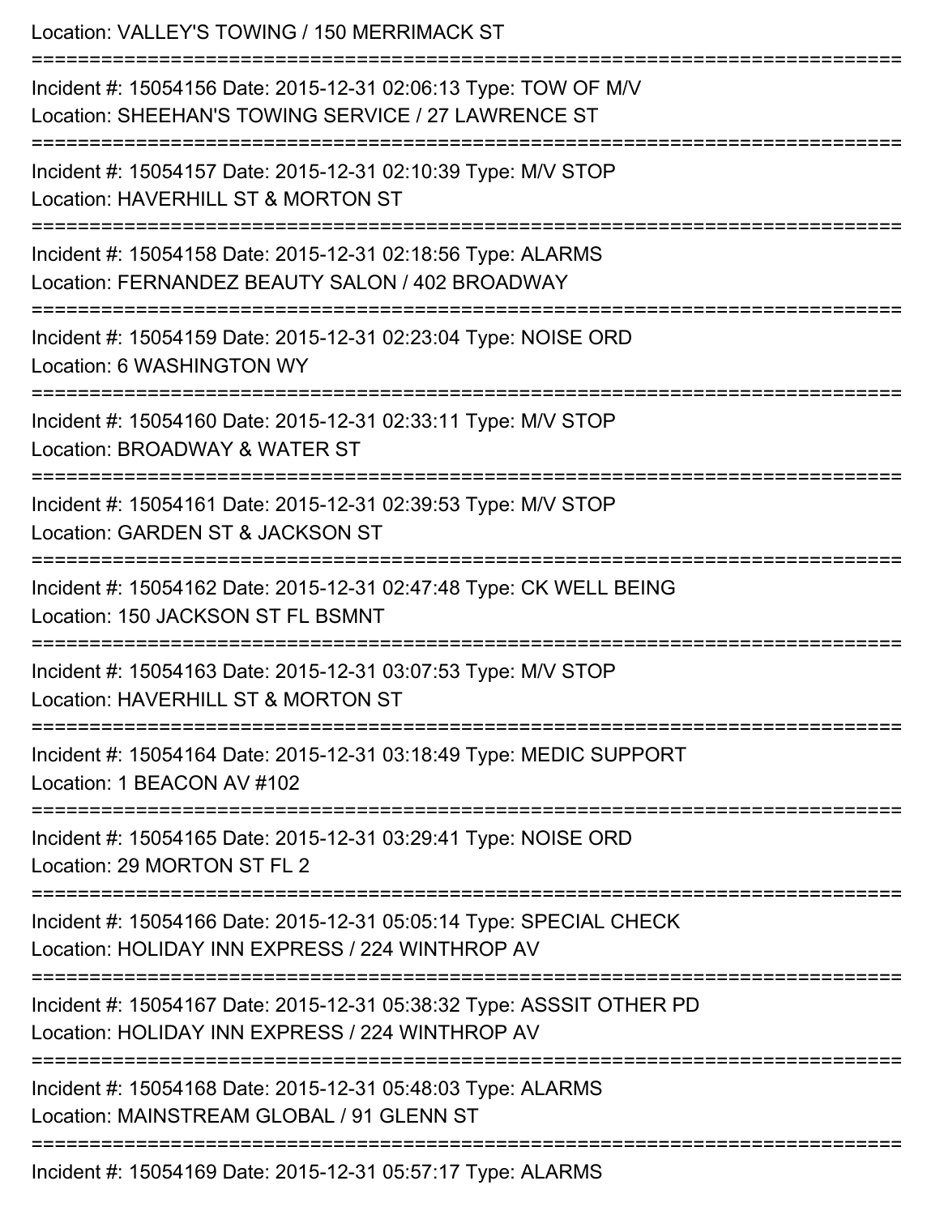Location: VALLEY'S TOWING / 150 MERRIMACK ST

===========================================================================

Incident #: 15054156 Date: 2015-12-31 02:06:13 Type: TOW OF M/V
Location: SHEEHAN'S TOWING SERVICE / 27 LAWRENCE ST

===========================================================================

Incident #: 15054157 Date: 2015-12-31 02:10:39 Type: M/V STOP
Location: HAVERHILL ST & MORTON ST

===========================================================================

Incident #: 15054158 Date: 2015-12-31 02:18:56 Type: ALARMS
Location: FERNANDEZ BEAUTY SALON / 402 BROADWAY

===========================================================================

Incident #: 15054159 Date: 2015-12-31 02:23:04 Type: NOISE ORD
Location: 6 WASHINGTON WY

===========================================================================

Incident #: 15054160 Date: 2015-12-31 02:33:11 Type: M/V STOP
Location: BROADWAY & WATER ST

===========================================================================

Incident #: 15054161 Date: 2015-12-31 02:39:53 Type: M/V STOP
Location: GARDEN ST & JACKSON ST

===========================================================================

Incident #: 15054162 Date: 2015-12-31 02:47:48 Type: CK WELL BEING
Location: 150 JACKSON ST FL BSMNT

===========================================================================

Incident #: 15054163 Date: 2015-12-31 03:07:53 Type: M/V STOP
Location: HAVERHILL ST & MORTON ST

===========================================================================

Incident #: 15054164 Date: 2015-12-31 03:18:49 Type: MEDIC SUPPORT
Location: 1 BEACON AV #102

===========================================================================

Incident #: 15054165 Date: 2015-12-31 03:29:41 Type: NOISE ORD
Location: 29 MORTON ST FL 2

===========================================================================

Incident #: 15054166 Date: 2015-12-31 05:05:14 Type: SPECIAL CHECK
Location: HOLIDAY INN EXPRESS / 224 WINTHROP AV

===========================================================================

Incident #: 15054167 Date: 2015-12-31 05:38:32 Type: ASSSIT OTHER PD
Location: HOLIDAY INN EXPRESS / 224 WINTHROP AV

===========================================================================

Incident #: 15054168 Date: 2015-12-31 05:48:03 Type: ALARMS
Location: MAINSTREAM GLOBAL / 91 GLENN ST

===========================================================================

Incident #: 15054169 Date: 2015-12-31 05:57:17 Type: ALARMS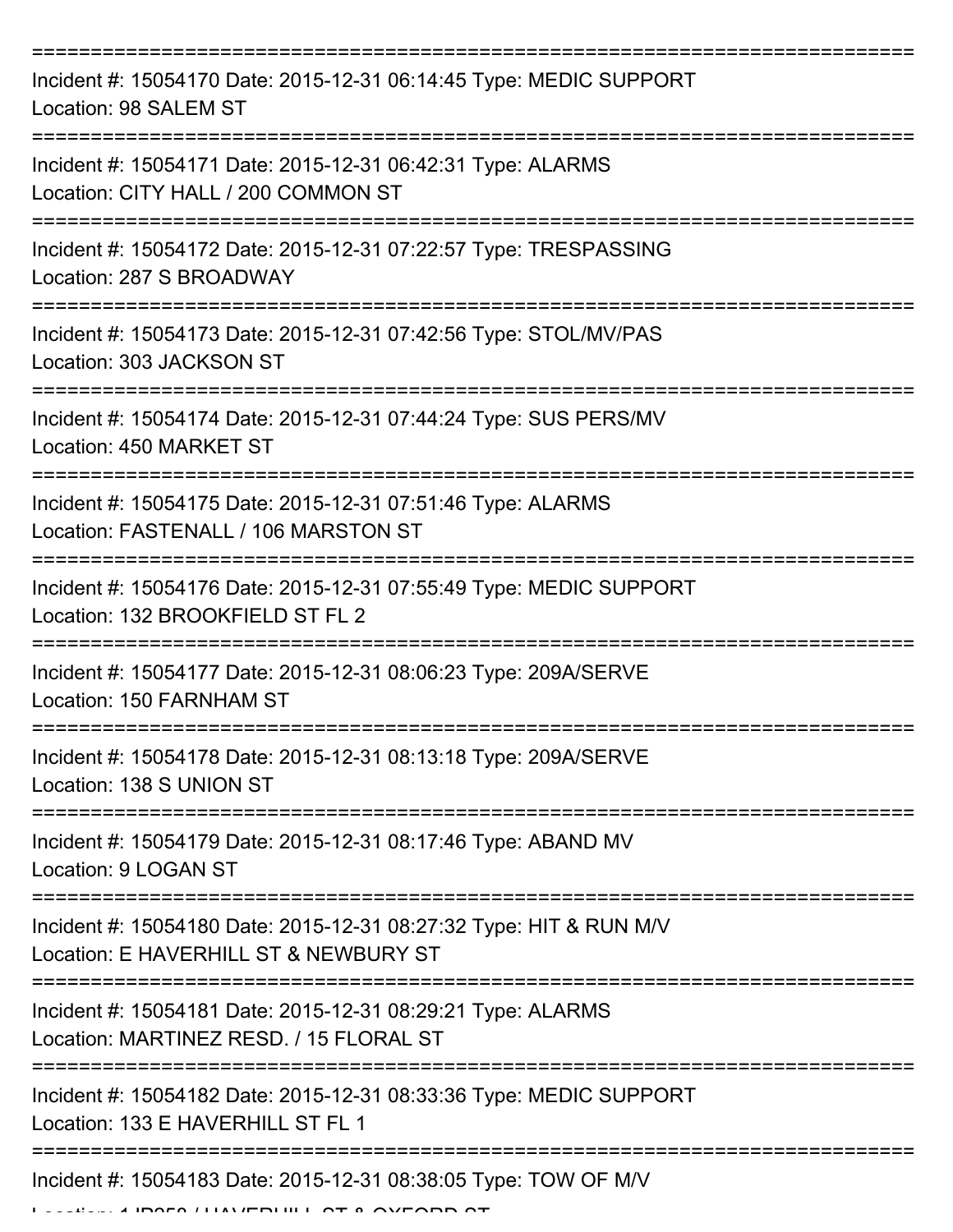===========================================================================

Incident #: 15054170 Date: 2015-12-31 06:14:45 Type: MEDIC SUPPORT
Location: 98 SALEM ST

===========================================================================

Incident #: 15054171 Date: 2015-12-31 06:42:31 Type: ALARMS
Location: CITY HALL / 200 COMMON ST

===========================================================================

Incident #: 15054172 Date: 2015-12-31 07:22:57 Type: TRESPASSING
Location: 287 S BROADWAY

===========================================================================

Incident #: 15054173 Date: 2015-12-31 07:42:56 Type: STOL/MV/PAS
Location: 303 JACKSON ST

===========================================================================

Incident #: 15054174 Date: 2015-12-31 07:44:24 Type: SUS PERS/MV
Location: 450 MARKET ST

===========================================================================

Incident #: 15054175 Date: 2015-12-31 07:51:46 Type: ALARMS
Location: FASTENALL / 106 MARSTON ST

===========================================================================

Incident #: 15054176 Date: 2015-12-31 07:55:49 Type: MEDIC SUPPORT
Location: 132 BROOKFIELD ST FL 2

===========================================================================

Incident #: 15054177 Date: 2015-12-31 08:06:23 Type: 209A/SERVE
Location: 150 FARNHAM ST

===========================================================================

Incident #: 15054178 Date: 2015-12-31 08:13:18 Type: 209A/SERVE
Location: 138 S UNION ST

===========================================================================

Incident #: 15054179 Date: 2015-12-31 08:17:46 Type: ABAND MV
Location: 9 LOGAN ST

===========================================================================

Incident #: 15054180 Date: 2015-12-31 08:27:32 Type: HIT & RUN M/V
Location: E HAVERHILL ST & NEWBURY ST

===========================================================================

Incident #: 15054181 Date: 2015-12-31 08:29:21 Type: ALARMS
Location: MARTINEZ RESD. / 15 FLORAL ST

===========================================================================

Incident #: 15054182 Date: 2015-12-31 08:33:36 Type: MEDIC SUPPORT
Location: 133 E HAVERHILL ST FL 1

===========================================================================

Incident #: 15054183 Date: 2015-12-31 08:38:05 Type: TOW OF M/V
Location: 1JP358 / HAVERHILL ST & OXFORD ST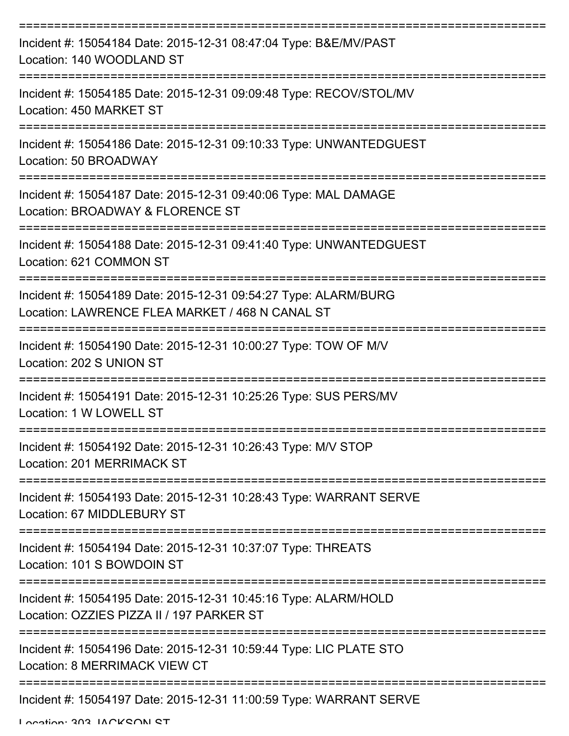===========================================================================

Incident #: 15054184 Date: 2015-12-31 08:47:04 Type: B&E/MV/PAST
Location: 140 WOODLAND ST

===========================================================================

Incident #: 15054185 Date: 2015-12-31 09:09:48 Type: RECOV/STOL/MV
Location: 450 MARKET ST

===========================================================================

Incident #: 15054186 Date: 2015-12-31 09:10:33 Type: UNWANTEDGUEST
Location: 50 BROADWAY

===========================================================================

Incident #: 15054187 Date: 2015-12-31 09:40:06 Type: MAL DAMAGE
Location: BROADWAY & FLORENCE ST

===========================================================================

Incident #: 15054188 Date: 2015-12-31 09:41:40 Type: UNWANTEDGUEST
Location: 621 COMMON ST

===========================================================================

Incident #: 15054189 Date: 2015-12-31 09:54:27 Type: ALARM/BURG
Location: LAWRENCE FLEA MARKET / 468 N CANAL ST

===========================================================================

Incident #: 15054190 Date: 2015-12-31 10:00:27 Type: TOW OF M/V
Location: 202 S UNION ST

===========================================================================

Incident #: 15054191 Date: 2015-12-31 10:25:26 Type: SUS PERS/MV
Location: 1 W LOWELL ST

===========================================================================

Incident #: 15054192 Date: 2015-12-31 10:26:43 Type: M/V STOP
Location: 201 MERRIMACK ST

===========================================================================

Incident #: 15054193 Date: 2015-12-31 10:28:43 Type: WARRANT SERVE
Location: 67 MIDDLEBURY ST

===========================================================================

Incident #: 15054194 Date: 2015-12-31 10:37:07 Type: THREATS
Location: 101 S BOWDOIN ST

===========================================================================

Incident #: 15054195 Date: 2015-12-31 10:45:16 Type: ALARM/HOLD
Location: OZZIES PIZZA II / 197 PARKER ST

===========================================================================

Incident #: 15054196 Date: 2015-12-31 10:59:44 Type: LIC PLATE STO
Location: 8 MERRIMACK VIEW CT

===========================================================================

Incident #: 15054197 Date: 2015-12-31 11:00:59 Type: WARRANT SERVE
Location: 303 JACKSON ST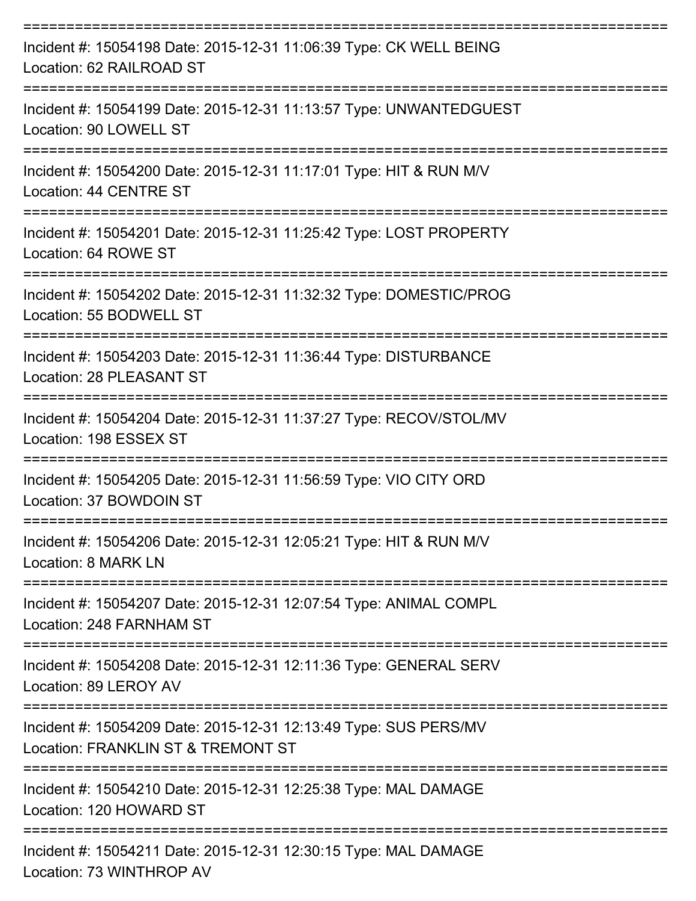===========================================================================

Incident #: 15054198 Date: 2015-12-31 11:06:39 Type: CK WELL BEING
Location: 62 RAILROAD ST

===========================================================================

Incident #: 15054199 Date: 2015-12-31 11:13:57 Type: UNWANTEDGUEST
Location: 90 LOWELL ST

===========================================================================

Incident #: 15054200 Date: 2015-12-31 11:17:01 Type: HIT & RUN M/V
Location: 44 CENTRE ST

===========================================================================

Incident #: 15054201 Date: 2015-12-31 11:25:42 Type: LOST PROPERTY
Location: 64 ROWE ST

===========================================================================

Incident #: 15054202 Date: 2015-12-31 11:32:32 Type: DOMESTIC/PROG
Location: 55 BODWELL ST

===========================================================================

Incident #: 15054203 Date: 2015-12-31 11:36:44 Type: DISTURBANCE
Location: 28 PLEASANT ST

===========================================================================

Incident #: 15054204 Date: 2015-12-31 11:37:27 Type: RECOV/STOL/MV
Location: 198 ESSEX ST

===========================================================================

Incident #: 15054205 Date: 2015-12-31 11:56:59 Type: VIO CITY ORD
Location: 37 BOWDOIN ST

===========================================================================

Incident #: 15054206 Date: 2015-12-31 12:05:21 Type: HIT & RUN M/V
Location: 8 MARK LN

===========================================================================

Incident #: 15054207 Date: 2015-12-31 12:07:54 Type: ANIMAL COMPL
Location: 248 FARNHAM ST

===========================================================================

Incident #: 15054208 Date: 2015-12-31 12:11:36 Type: GENERAL SERV
Location: 89 LEROY AV

===========================================================================

Incident #: 15054209 Date: 2015-12-31 12:13:49 Type: SUS PERS/MV
Location: FRANKLIN ST & TREMONT ST

===========================================================================

Incident #: 15054210 Date: 2015-12-31 12:25:38 Type: MAL DAMAGE
Location: 120 HOWARD ST

===========================================================================

Incident #: 15054211 Date: 2015-12-31 12:30:15 Type: MAL DAMAGE
Location: 73 WINTHROP AV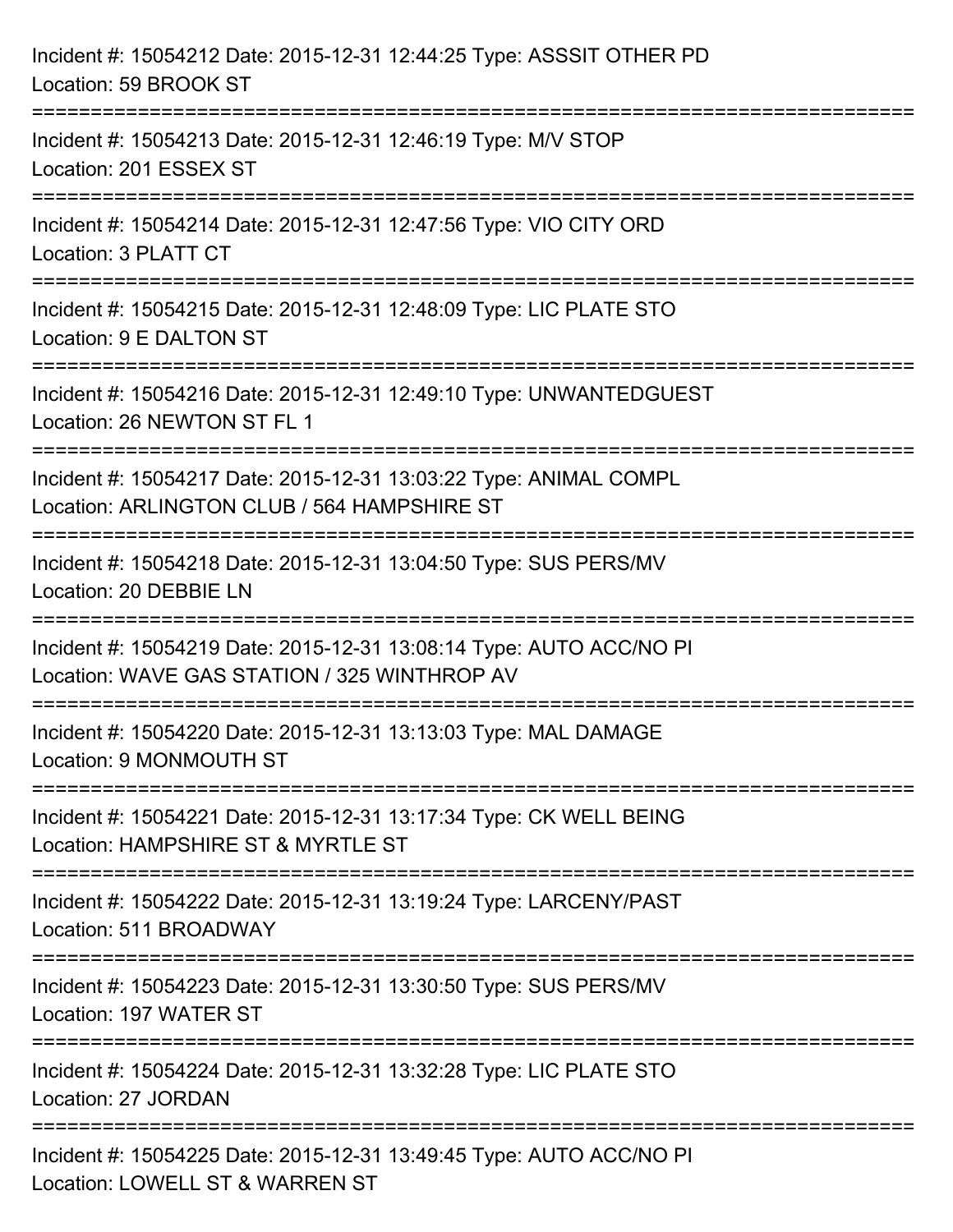Incident #: 15054212 Date: 2015-12-31 12:44:25 Type: ASSSIT OTHER PD
Location: 59 BROOK ST

===========================================================================

Incident #: 15054213 Date: 2015-12-31 12:46:19 Type: M/V STOP
Location: 201 ESSEX ST

===========================================================================

Incident #: 15054214 Date: 2015-12-31 12:47:56 Type: VIO CITY ORD
Location: 3 PLATT CT

===========================================================================

Incident #: 15054215 Date: 2015-12-31 12:48:09 Type: LIC PLATE STO
Location: 9 E DALTON ST

===========================================================================

Incident #: 15054216 Date: 2015-12-31 12:49:10 Type: UNWANTEDGUEST
Location: 26 NEWTON ST FL 1

===========================================================================

Incident #: 15054217 Date: 2015-12-31 13:03:22 Type: ANIMAL COMPL
Location: ARLINGTON CLUB / 564 HAMPSHIRE ST

===========================================================================

Incident #: 15054218 Date: 2015-12-31 13:04:50 Type: SUS PERS/MV
Location: 20 DEBBIE LN

===========================================================================

Incident #: 15054219 Date: 2015-12-31 13:08:14 Type: AUTO ACC/NO PI
Location: WAVE GAS STATION / 325 WINTHROP AV

===========================================================================

Incident #: 15054220 Date: 2015-12-31 13:13:03 Type: MAL DAMAGE
Location: 9 MONMOUTH ST

===========================================================================

Incident #: 15054221 Date: 2015-12-31 13:17:34 Type: CK WELL BEING
Location: HAMPSHIRE ST & MYRTLE ST

===========================================================================

Incident #: 15054222 Date: 2015-12-31 13:19:24 Type: LARCENY/PAST
Location: 511 BROADWAY

===========================================================================

Incident #: 15054223 Date: 2015-12-31 13:30:50 Type: SUS PERS/MV
Location: 197 WATER ST

===========================================================================

Incident #: 15054224 Date: 2015-12-31 13:32:28 Type: LIC PLATE STO
Location: 27 JORDAN

===========================================================================

Incident #: 15054225 Date: 2015-12-31 13:49:45 Type: AUTO ACC/NO PI
Location: LOWELL ST & WARREN ST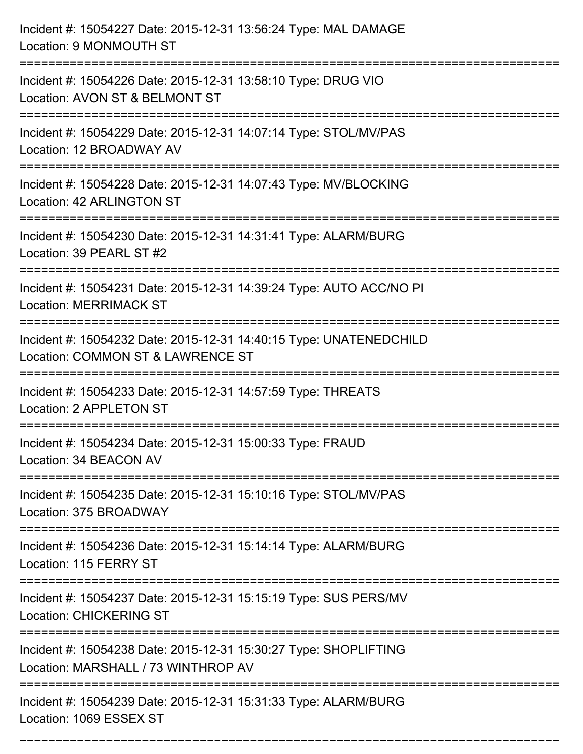Incident #: 15054227 Date: 2015-12-31 13:56:24 Type: MAL DAMAGE
Location: 9 MONMOUTH ST

===========================================================================

Incident #: 15054226 Date: 2015-12-31 13:58:10 Type: DRUG VIO
Location: AVON ST & BELMONT ST

===========================================================================

Incident #: 15054229 Date: 2015-12-31 14:07:14 Type: STOL/MV/PAS
Location: 12 BROADWAY AV

===========================================================================

Incident #: 15054228 Date: 2015-12-31 14:07:43 Type: MV/BLOCKING
Location: 42 ARLINGTON ST

===========================================================================

Incident #: 15054230 Date: 2015-12-31 14:31:41 Type: ALARM/BURG
Location: 39 PEARL ST #2

===========================================================================

Incident #: 15054231 Date: 2015-12-31 14:39:24 Type: AUTO ACC/NO PI
Location: MERRIMACK ST

===========================================================================

Incident #: 15054232 Date: 2015-12-31 14:40:15 Type: UNATENEDCHILD
Location: COMMON ST & LAWRENCE ST

===========================================================================

Incident #: 15054233 Date: 2015-12-31 14:57:59 Type: THREATS
Location: 2 APPLETON ST

===========================================================================

Incident #: 15054234 Date: 2015-12-31 15:00:33 Type: FRAUD
Location: 34 BEACON AV

===========================================================================

Incident #: 15054235 Date: 2015-12-31 15:10:16 Type: STOL/MV/PAS
Location: 375 BROADWAY

===========================================================================

Incident #: 15054236 Date: 2015-12-31 15:14:14 Type: ALARM/BURG
Location: 115 FERRY ST

===========================================================================

Incident #: 15054237 Date: 2015-12-31 15:15:19 Type: SUS PERS/MV
Location: CHICKERING ST

===========================================================================

Incident #: 15054238 Date: 2015-12-31 15:30:27 Type: SHOPLIFTING
Location: MARSHALL / 73 WINTHROP AV

===========================================================================

Incident #: 15054239 Date: 2015-12-31 15:31:33 Type: ALARM/BURG
Location: 1069 ESSEX ST

===========================================================================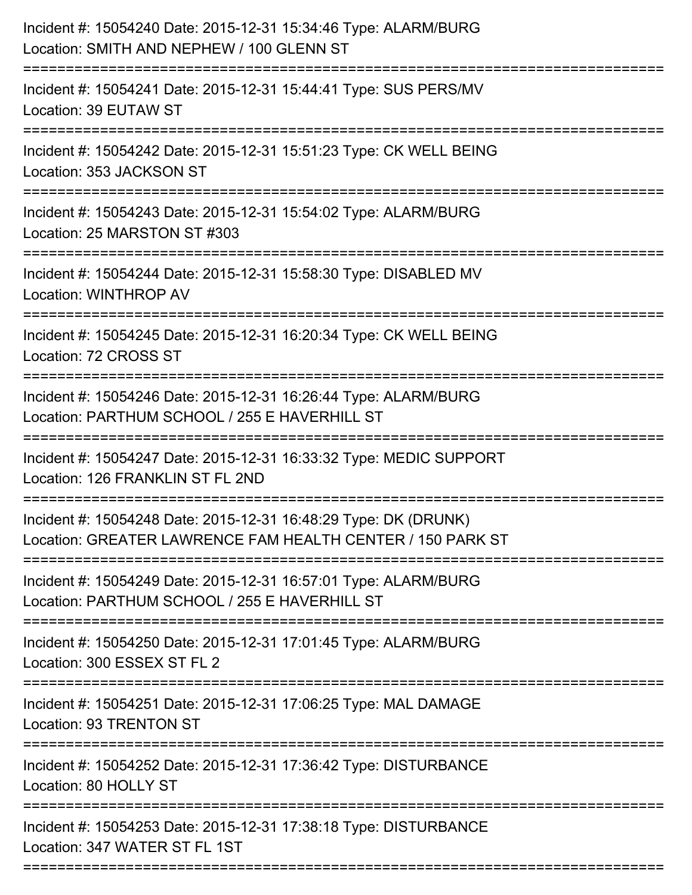Incident #: 15054240 Date: 2015-12-31 15:34:46 Type: ALARM/BURG
Location: SMITH AND NEPHEW / 100 GLENN ST

===========================================================================

Incident #: 15054241 Date: 2015-12-31 15:44:41 Type: SUS PERS/MV
Location: 39 EUTAW ST

===========================================================================

Incident #: 15054242 Date: 2015-12-31 15:51:23 Type: CK WELL BEING
Location: 353 JACKSON ST

===========================================================================

Incident #: 15054243 Date: 2015-12-31 15:54:02 Type: ALARM/BURG
Location: 25 MARSTON ST #303

===========================================================================

Incident #: 15054244 Date: 2015-12-31 15:58:30 Type: DISABLED MV
Location: WINTHROP AV

===========================================================================

Incident #: 15054245 Date: 2015-12-31 16:20:34 Type: CK WELL BEING
Location: 72 CROSS ST

===========================================================================

Incident #: 15054246 Date: 2015-12-31 16:26:44 Type: ALARM/BURG
Location: PARTHUM SCHOOL / 255 E HAVERHILL ST

===========================================================================

Incident #: 15054247 Date: 2015-12-31 16:33:32 Type: MEDIC SUPPORT
Location: 126 FRANKLIN ST FL 2ND

===========================================================================

Incident #: 15054248 Date: 2015-12-31 16:48:29 Type: DK (DRUNK)
Location: GREATER LAWRENCE FAM HEALTH CENTER / 150 PARK ST

===========================================================================

Incident #: 15054249 Date: 2015-12-31 16:57:01 Type: ALARM/BURG
Location: PARTHUM SCHOOL / 255 E HAVERHILL ST

===========================================================================

Incident #: 15054250 Date: 2015-12-31 17:01:45 Type: ALARM/BURG
Location: 300 ESSEX ST FL 2

===========================================================================

Incident #: 15054251 Date: 2015-12-31 17:06:25 Type: MAL DAMAGE
Location: 93 TRENTON ST

===========================================================================

Incident #: 15054252 Date: 2015-12-31 17:36:42 Type: DISTURBANCE
Location: 80 HOLLY ST

===========================================================================

Incident #: 15054253 Date: 2015-12-31 17:38:18 Type: DISTURBANCE
Location: 347 WATER ST FL 1ST

===========================================================================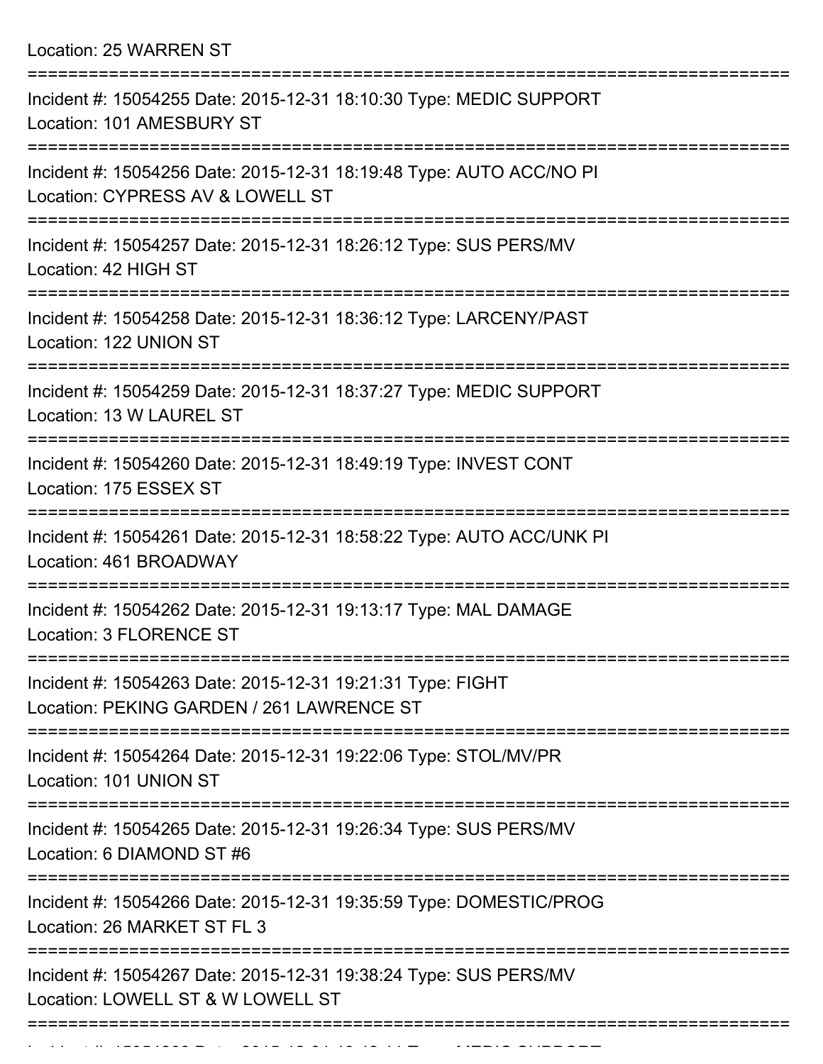Location: 25 WARREN ST

===========================================================================

Incident #: 15054255 Date: 2015-12-31 18:10:30 Type: MEDIC SUPPORT
Location: 101 AMESBURY ST

===========================================================================

Incident #: 15054256 Date: 2015-12-31 18:19:48 Type: AUTO ACC/NO PI
Location: CYPRESS AV & LOWELL ST

===========================================================================

Incident #: 15054257 Date: 2015-12-31 18:26:12 Type: SUS PERS/MV
Location: 42 HIGH ST

===========================================================================

Incident #: 15054258 Date: 2015-12-31 18:36:12 Type: LARCENY/PAST
Location: 122 UNION ST

===========================================================================

Incident #: 15054259 Date: 2015-12-31 18:37:27 Type: MEDIC SUPPORT
Location: 13 W LAUREL ST

===========================================================================

Incident #: 15054260 Date: 2015-12-31 18:49:19 Type: INVEST CONT
Location: 175 ESSEX ST

===========================================================================

Incident #: 15054261 Date: 2015-12-31 18:58:22 Type: AUTO ACC/UNK PI
Location: 461 BROADWAY

===========================================================================

Incident #: 15054262 Date: 2015-12-31 19:13:17 Type: MAL DAMAGE
Location: 3 FLORENCE ST

===========================================================================

Incident #: 15054263 Date: 2015-12-31 19:21:31 Type: FIGHT
Location: PEKING GARDEN / 261 LAWRENCE ST

===========================================================================

Incident #: 15054264 Date: 2015-12-31 19:22:06 Type: STOL/MV/PR
Location: 101 UNION ST

===========================================================================

Incident #: 15054265 Date: 2015-12-31 19:26:34 Type: SUS PERS/MV
Location: 6 DIAMOND ST #6

===========================================================================

Incident #: 15054266 Date: 2015-12-31 19:35:59 Type: DOMESTIC/PROG
Location: 26 MARKET ST FL 3

===========================================================================

Incident #: 15054267 Date: 2015-12-31 19:38:24 Type: SUS PERS/MV
Location: LOWELL ST & W LOWELL ST

===========================================================================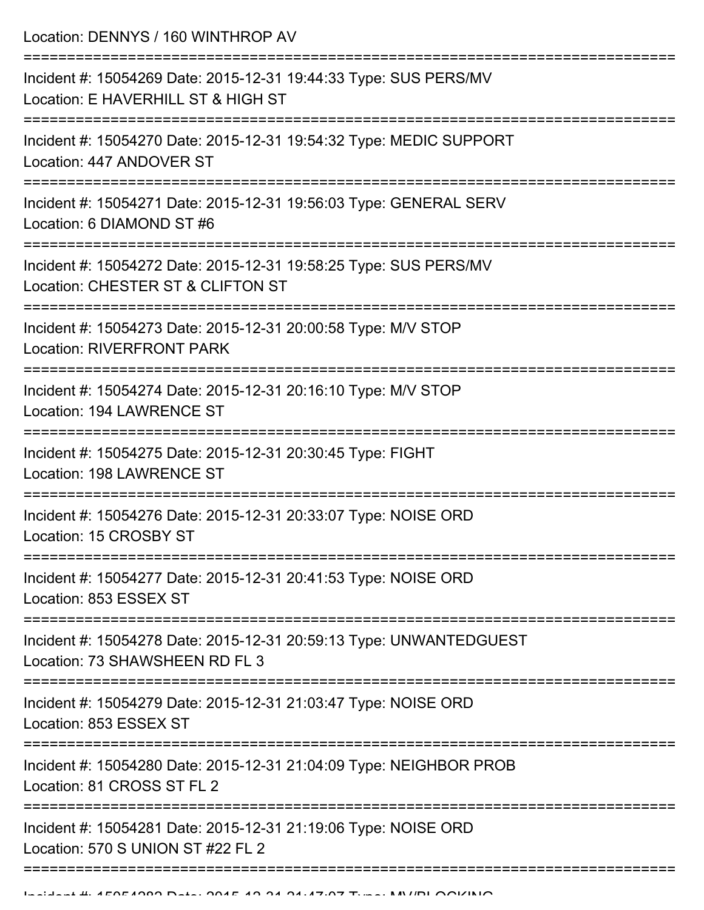Location: DENNYS / 160 WINTHROP AV

===========================================================================

Incident #: 15054269 Date: 2015-12-31 19:44:33 Type: SUS PERS/MV

Location: E HAVERHILL ST & HIGH ST

===========================================================================

Incident #: 15054270 Date: 2015-12-31 19:54:32 Type: MEDIC SUPPORT

Location: 447 ANDOVER ST

===========================================================================

Incident #: 15054271 Date: 2015-12-31 19:56:03 Type: GENERAL SERV

Location: 6 DIAMOND ST #6

===========================================================================

Incident #: 15054272 Date: 2015-12-31 19:58:25 Type: SUS PERS/MV

Location: CHESTER ST & CLIFTON ST

===========================================================================

Incident #: 15054273 Date: 2015-12-31 20:00:58 Type: M/V STOP

Location: RIVERFRONT PARK

===========================================================================

Incident #: 15054274 Date: 2015-12-31 20:16:10 Type: M/V STOP

Location: 194 LAWRENCE ST

===========================================================================

Incident #: 15054275 Date: 2015-12-31 20:30:45 Type: FIGHT

Location: 198 LAWRENCE ST

===========================================================================

Incident #: 15054276 Date: 2015-12-31 20:33:07 Type: NOISE ORD

Location: 15 CROSBY ST

===========================================================================

Incident #: 15054277 Date: 2015-12-31 20:41:53 Type: NOISE ORD

Location: 853 ESSEX ST

===========================================================================

Incident #: 15054278 Date: 2015-12-31 20:59:13 Type: UNWANTEDGUEST

Location: 73 SHAWSHEEN RD FL 3

===========================================================================

Incident #: 15054279 Date: 2015-12-31 21:03:47 Type: NOISE ORD

Location: 853 ESSEX ST

===========================================================================

Incident #: 15054280 Date: 2015-12-31 21:04:09 Type: NEIGHBOR PROB

Location: 81 CROSS ST FL 2

===========================================================================

Incident #: 15054281 Date: 2015-12-31 21:19:06 Type: NOISE ORD

Location: 570 S UNION ST #22 FL 2

===========================================================================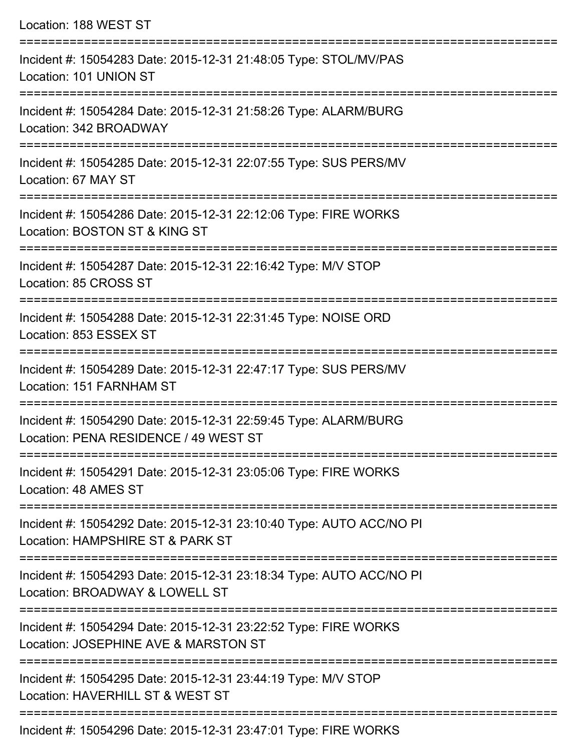Location: 188 WEST ST

===========================================================================

Incident #: 15054283 Date: 2015-12-31 21:48:05 Type: STOL/MV/PAS
Location: 101 UNION ST

===========================================================================

Incident #: 15054284 Date: 2015-12-31 21:58:26 Type: ALARM/BURG
Location: 342 BROADWAY

===========================================================================

Incident #: 15054285 Date: 2015-12-31 22:07:55 Type: SUS PERS/MV
Location: 67 MAY ST

===========================================================================

Incident #: 15054286 Date: 2015-12-31 22:12:06 Type: FIRE WORKS
Location: BOSTON ST & KING ST

===========================================================================

Incident #: 15054287 Date: 2015-12-31 22:16:42 Type: M/V STOP
Location: 85 CROSS ST

===========================================================================

Incident #: 15054288 Date: 2015-12-31 22:31:45 Type: NOISE ORD
Location: 853 ESSEX ST

===========================================================================

Incident #: 15054289 Date: 2015-12-31 22:47:17 Type: SUS PERS/MV
Location: 151 FARNHAM ST

===========================================================================

Incident #: 15054290 Date: 2015-12-31 22:59:45 Type: ALARM/BURG
Location: PENA RESIDENCE / 49 WEST ST

===========================================================================

Incident #: 15054291 Date: 2015-12-31 23:05:06 Type: FIRE WORKS
Location: 48 AMES ST

===========================================================================

Incident #: 15054292 Date: 2015-12-31 23:10:40 Type: AUTO ACC/NO PI
Location: HAMPSHIRE ST & PARK ST

===========================================================================

Incident #: 15054293 Date: 2015-12-31 23:18:34 Type: AUTO ACC/NO PI
Location: BROADWAY & LOWELL ST

===========================================================================

Incident #: 15054294 Date: 2015-12-31 23:22:52 Type: FIRE WORKS
Location: JOSEPHINE AVE & MARSTON ST

===========================================================================

Incident #: 15054295 Date: 2015-12-31 23:44:19 Type: M/V STOP
Location: HAVERHILL ST & WEST ST

===========================================================================

Incident #: 15054296 Date: 2015-12-31 23:47:01 Type: FIRE WORKS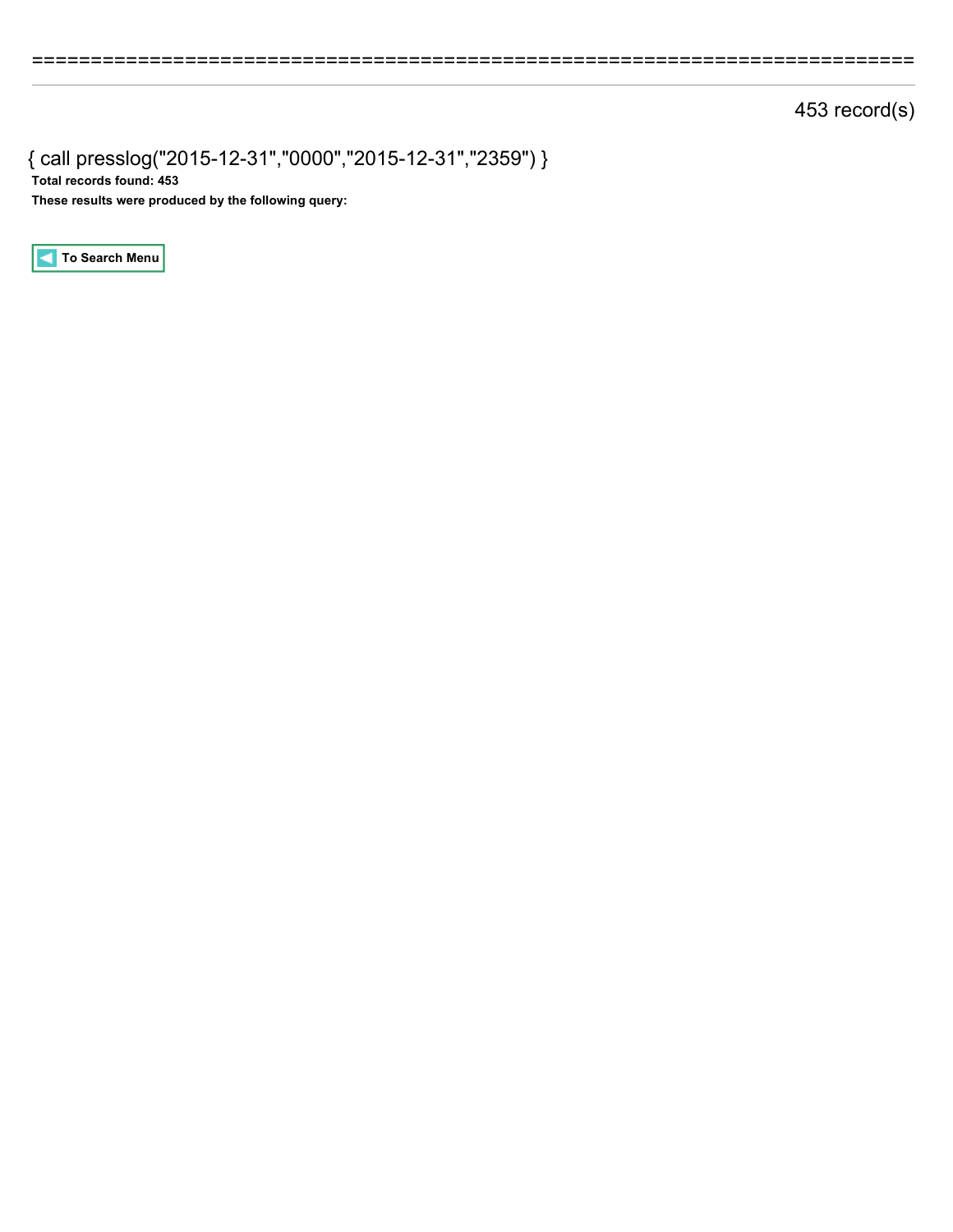==========================================================================

---

453 record(s)

{ call presslog("2015-12-31","0000","2015-12-31","2359") }

**Total records found: 453**

**These results were produced by the following query:**

**To Search Menu**